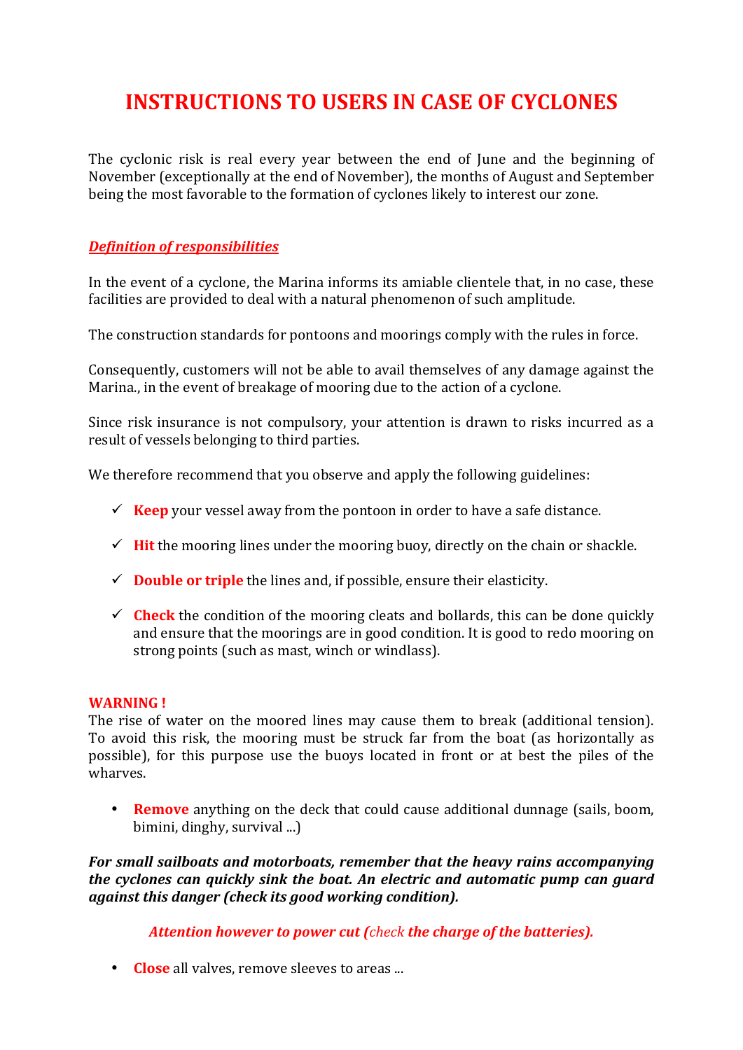# INSTRUCTIONS TO USERS IN CASE OF CYCLONES

The cyclonic risk is real every year between the end of June and the beginning of November (exceptionally at the end of November), the months of August and September being the most favorable to the formation of cyclones likely to interest our zone.

***Definition of responsibilities***

In the event of a cyclone, the Marina informs its amiable clientele that, in no case, these facilities are provided to deal with a natural phenomenon of such amplitude.

The construction standards for pontoons and moorings comply with the rules in force.

Consequently, customers will not be able to avail themselves of any damage against the Marina., in the event of breakage of mooring due to the action of a cyclone.

Since risk insurance is not compulsory, your attention is drawn to risks incurred as a result of vessels belonging to third parties.

We therefore recommend that you observe and apply the following guidelines:

- ✓ **Keep** your vessel away from the pontoon in order to have a safe distance.
- ✓ **Hit** the mooring lines under the mooring buoy, directly on the chain or shackle.
- ✓ **Double or triple** the lines and, if possible, ensure their elasticity.
- ✓ **Check** the condition of the mooring cleats and bollards, this can be done quickly and ensure that the moorings are in good condition. It is good to redo mooring on strong points (such as mast, winch or windlass).

**WARNING !**
The rise of water on the moored lines may cause them to break (additional tension). To avoid this risk, the mooring must be struck far from the boat (as horizontally as possible), for this purpose use the buoys located in front or at best the piles of the wharves.

- **Remove** anything on the deck that could cause additional dunnage (sails, boom, bimini, dinghy, survival ...)

***For small sailboats and motorboats, remember that the heavy rains accompanying the cyclones can quickly sink the boat. An electric and automatic pump can guard against this danger (check its good working condition).***

***Attention however to power cut (check the charge of the batteries).***

- **Close** all valves, remove sleeves to areas ...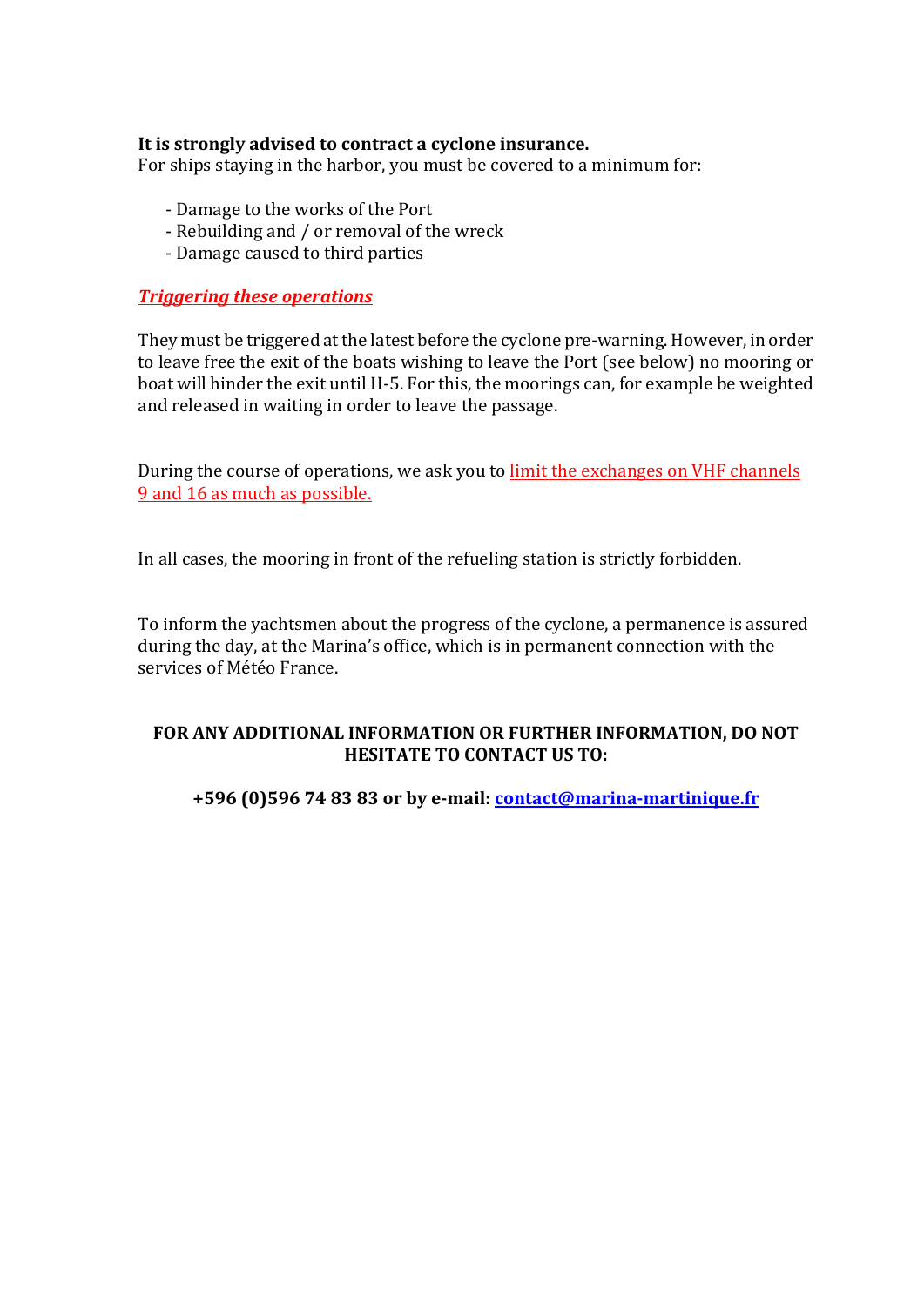**It is strongly advised to contract a cyclone insurance.**
For ships staying in the harbor, you must be covered to a minimum for:

- Damage to the works of the Port
- Rebuilding and / or removal of the wreck
- Damage caused to third parties

***Triggering these operations***

They must be triggered at the latest before the cyclone pre-warning. However, in order to leave free the exit of the boats wishing to leave the Port (see below) no mooring or boat will hinder the exit until H-5. For this, the moorings can, for example be weighted and released in waiting in order to leave the passage.

During the course of operations, we ask you to limit the exchanges on VHF channels 9 and 16 as much as possible.

In all cases, the mooring in front of the refueling station is strictly forbidden.

To inform the yachtsmen about the progress of the cyclone, a permanence is assured during the day, at the Marina's office, which is in permanent connection with the services of Météo France.

**FOR ANY ADDITIONAL INFORMATION OR FURTHER INFORMATION, DO NOT HESITATE TO CONTACT US TO:**

**+596 (0)596 74 83 83 or by e-mail: contact@marina-martinique.fr**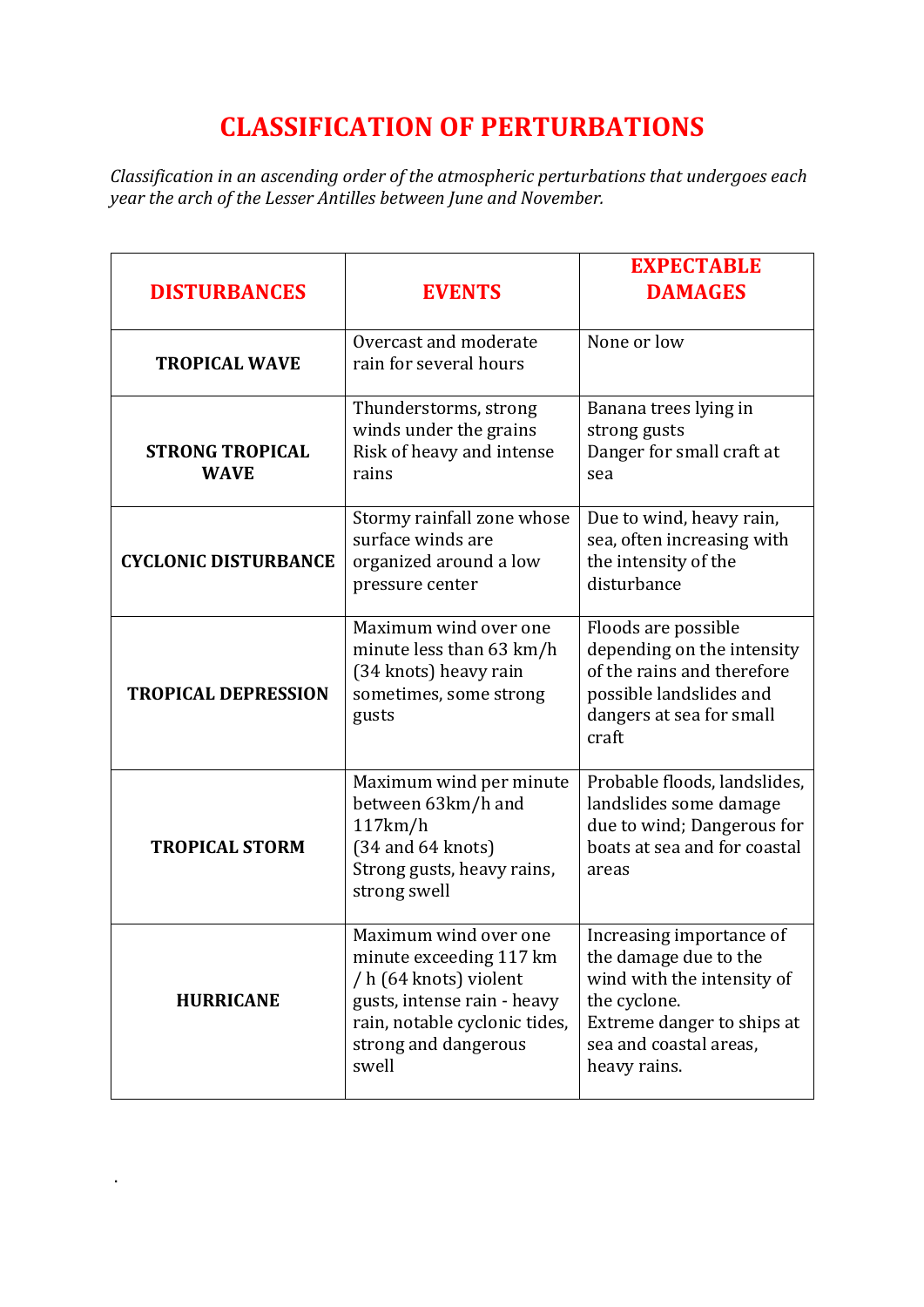# CLASSIFICATION OF PERTURBATIONS

*Classification in an ascending order of the atmospheric perturbations that undergoes each year the arch of the Lesser Antilles between June and November.*

| DISTURBANCES | EVENTS | EXPECTABLE DAMAGES |
|---|---|---|
| **TROPICAL WAVE** | Overcast and moderate rain for several hours | None or low |
| **STRONG TROPICAL WAVE** | Thunderstorms, strong winds under the grains Risk of heavy and intense rains | Banana trees lying in strong gusts Danger for small craft at sea |
| **CYCLONIC DISTURBANCE** | Stormy rainfall zone whose surface winds are organized around a low pressure center | Due to wind, heavy rain, sea, often increasing with the intensity of the disturbance |
| **TROPICAL DEPRESSION** | Maximum wind over one minute less than 63 km/h (34 knots) heavy rain sometimes, some strong gusts | Floods are possible depending on the intensity of the rains and therefore possible landslides and dangers at sea for small craft |
| **TROPICAL STORM** | Maximum wind per minute between 63km/h and 117km/h (34 and 64 knots) Strong gusts, heavy rains, strong swell | Probable floods, landslides, landslides some damage due to wind; Dangerous for boats at sea and for coastal areas |
| **HURRICANE** | Maximum wind over one minute exceeding 117 km / h (64 knots) violent gusts, intense rain - heavy rain, notable cyclonic tides, strong and dangerous swell | Increasing importance of the damage due to the wind with the intensity of the cyclone. Extreme danger to ships at sea and coastal areas, heavy rains. |

.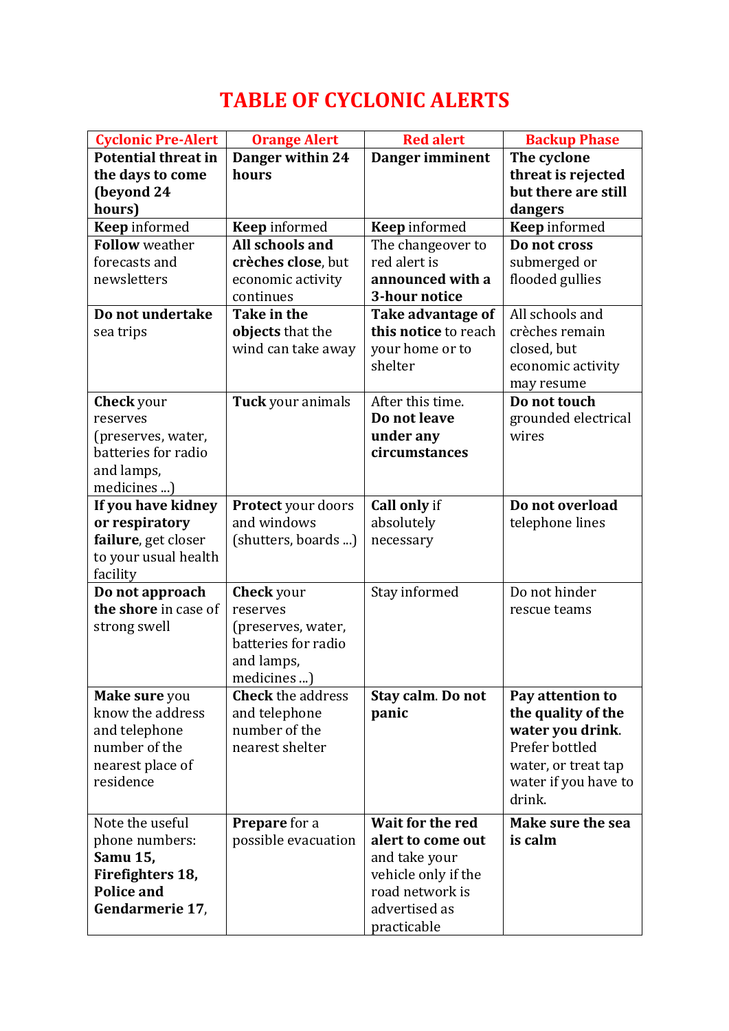# TABLE OF CYCLONIC ALERTS

| Cyclonic Pre-Alert | Orange Alert | Red alert | Backup Phase |
|---|---|---|---|
| **Potential threat in the days to come (beyond 24 hours)** | **Danger within 24 hours** | **Danger imminent** | **The cyclone threat is rejected but there are still dangers** |
| **Keep** informed | **Keep** informed | **Keep** informed | **Keep** informed |
| **Follow** weather forecasts and newsletters | **All schools and crèches close**, but economic activity continues | The changeover to red alert is **announced with a 3-hour notice** | **Do not cross** submerged or flooded gullies |
| **Do not undertake** sea trips | **Take in the objects** that the wind can take away | **Take advantage of this notice** to reach your home or to shelter | All schools and crèches remain closed, but economic activity may resume |
| **Check** your reserves (preserves, water, batteries for radio and lamps, medicines ...) | **Tuck** your animals | After this time. **Do not leave under any circumstances** | **Do not touch** grounded electrical wires |
| **If you have kidney or respiratory failure**, get closer to your usual health facility | **Protect** your doors and windows (shutters, boards ...) | **Call only** if absolutely necessary | **Do not overload** telephone lines |
| **Do not approach the shore** in case of strong swell | **Check** your reserves (preserves, water, batteries for radio and lamps, medicines ...) | Stay informed | Do not hinder rescue teams |
| **Make sure** you know the address and telephone number of the nearest place of residence | **Check** the address and telephone number of the nearest shelter | **Stay calm. Do not panic** | **Pay attention to the quality of the water you drink**. Prefer bottled water, or treat tap water if you have to drink. |
| Note the useful phone numbers: **Samu 15, Firefighters 18, Police and Gendarmerie 17**, | **Prepare** for a possible evacuation | **Wait for the red alert to come out** and take your vehicle only if the road network is advertised as practicable | **Make sure the sea is calm** |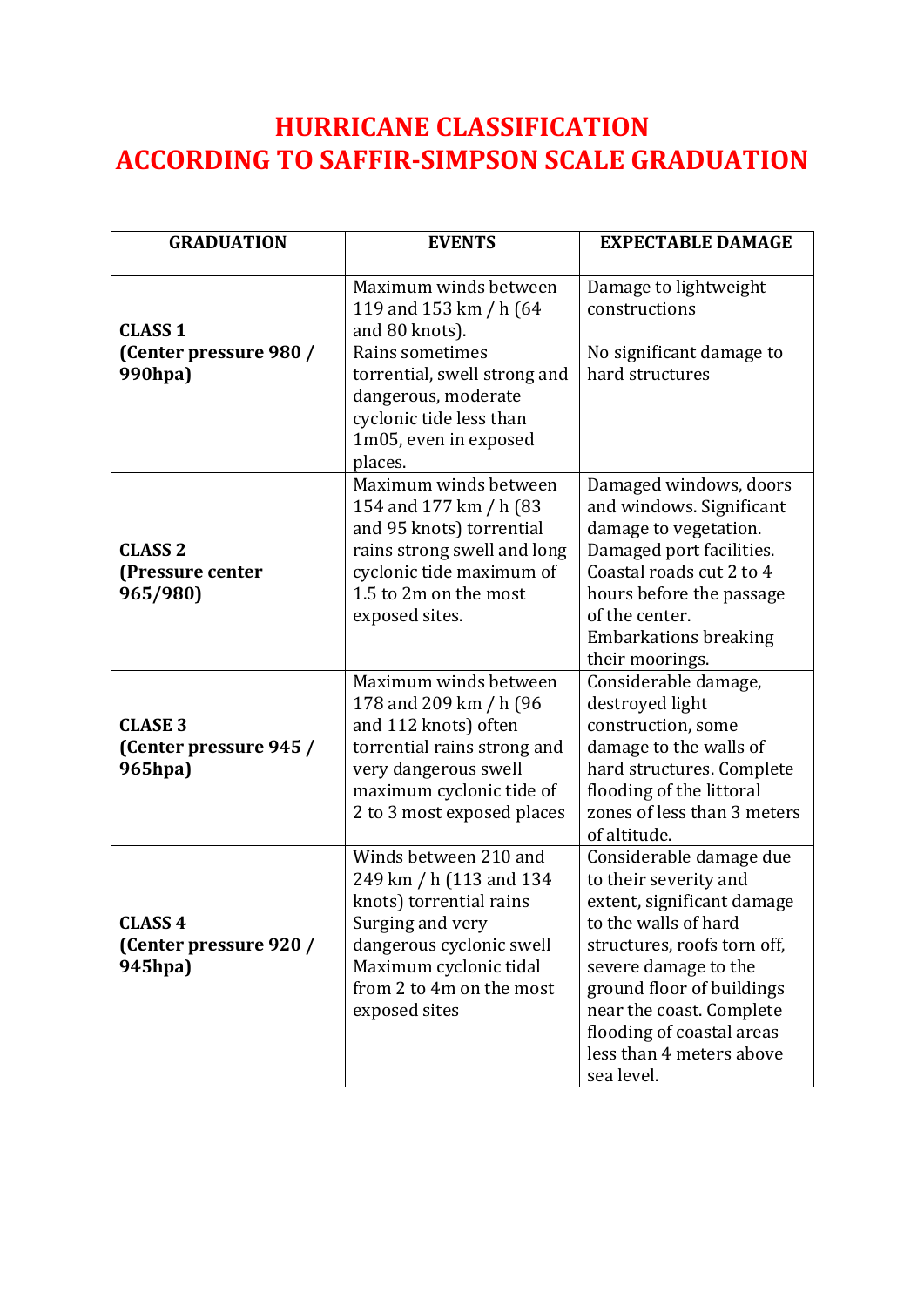# HURRICANE CLASSIFICATION ACCORDING TO SAFFIR-SIMPSON SCALE GRADUATION

| GRADUATION | EVENTS | EXPECTABLE DAMAGE |
|---|---|---|
| **CLASS 1 (Center pressure 980 / 990hpa)** | Maximum winds between 119 and 153 km / h (64 and 80 knots). Rains sometimes torrential, swell strong and dangerous, moderate cyclonic tide less than 1m05, even in exposed places. | Damage to lightweight constructions<br><br>No significant damage to hard structures |
| **CLASS 2 (Pressure center 965/980)** | Maximum winds between 154 and 177 km / h (83 and 95 knots) torrential rains strong swell and long cyclonic tide maximum of 1.5 to 2m on the most exposed sites. | Damaged windows, doors and windows. Significant damage to vegetation. Damaged port facilities. Coastal roads cut 2 to 4 hours before the passage of the center. Embarkations breaking their moorings. |
| **CLASE 3 (Center pressure 945 / 965hpa)** | Maximum winds between 178 and 209 km / h (96 and 112 knots) often torrential rains strong and very dangerous swell maximum cyclonic tide of 2 to 3 most exposed places | Considerable damage, destroyed light construction, some damage to the walls of hard structures. Complete flooding of the littoral zones of less than 3 meters of altitude. |
| **CLASS 4 (Center pressure 920 / 945hpa)** | Winds between 210 and 249 km / h (113 and 134 knots) torrential rains Surging and very dangerous cyclonic swell Maximum cyclonic tidal from 2 to 4m on the most exposed sites | Considerable damage due to their severity and extent, significant damage to the walls of hard structures, roofs torn off, severe damage to the ground floor of buildings near the coast. Complete flooding of coastal areas less than 4 meters above sea level. |